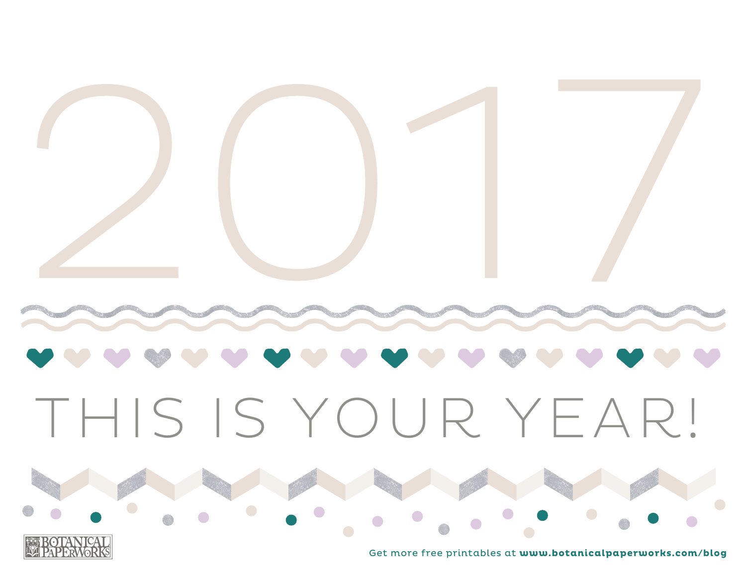# 2017

## THIS IS YOUR YEAR!

BOTANICAL PAPERWORKS

Get more free printables at **www.botanicalpaperworks.com/blog**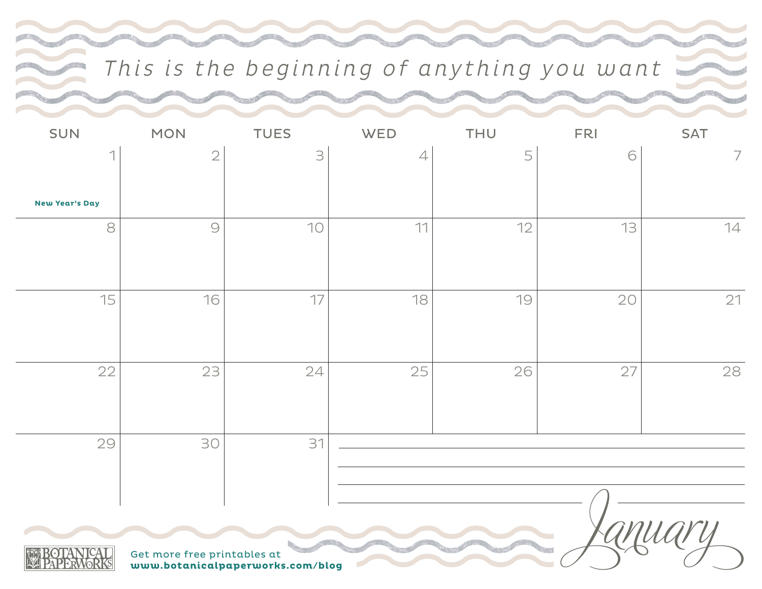*This is the beginning of anything you want*

| SUN | MON | TUES | WED | THU | FRI | SAT |
|---|---|---|---|---|---|---|
| 1 **New Year's Day** | 2 | 3 | 4 | 5 | 6 | 7 |
| 8 | 9 | 10 | 11 | 12 | 13 | 14 |
| 15 | 16 | 17 | 18 | 19 | 20 | 21 |
| 22 | 23 | 24 | 25 | 26 | 27 | 28 |
| 29 | 30 | 31 | | | | |

# January

BOTANICAL PAPERWORKS

Get more free printables at
**www.botanicalpaperworks.com/blog**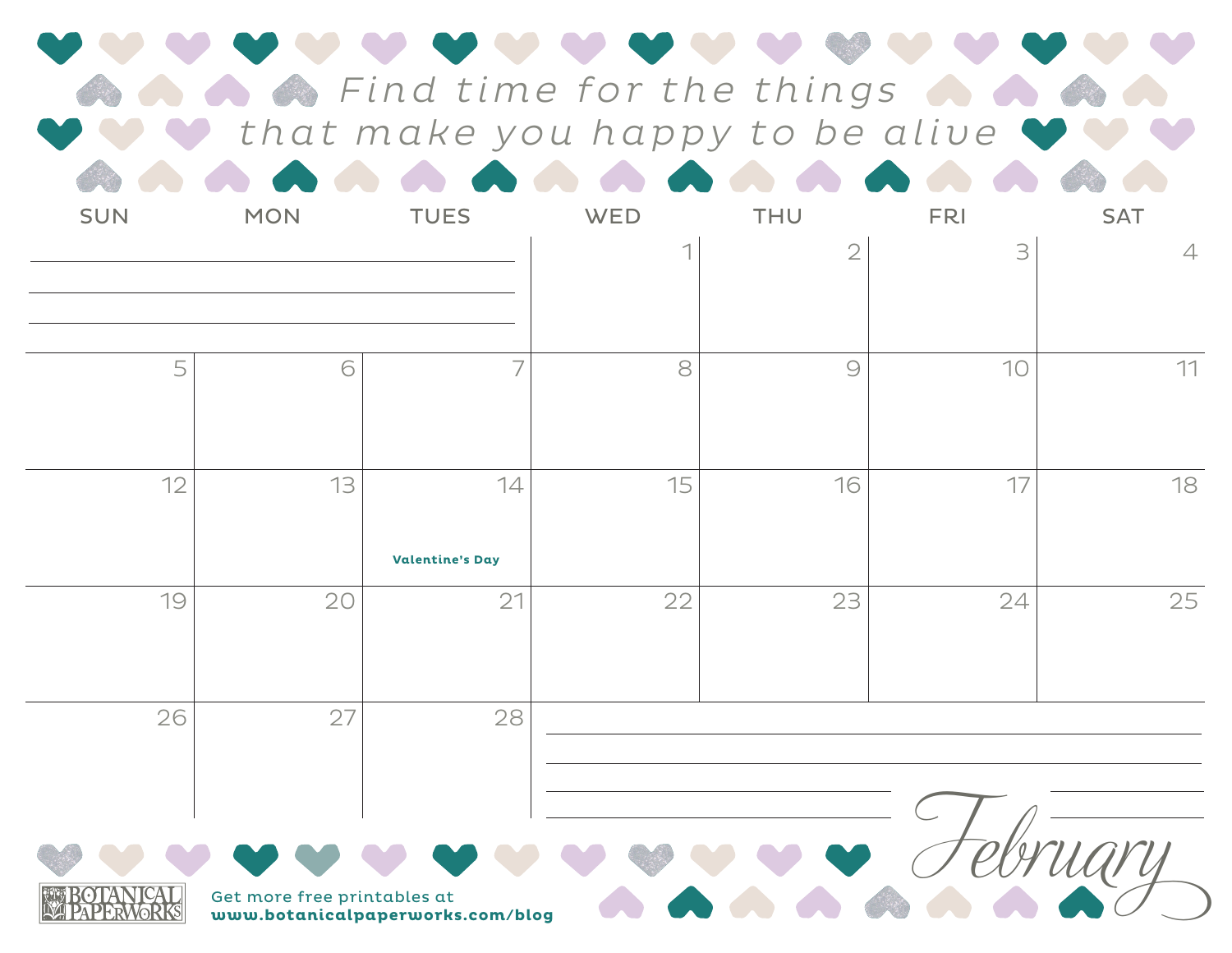*Find time for the things that make you happy to be alive*

# February

| SUN | MON | TUES | WED | THU | FRI | SAT |
|---|---|---|---|---|---|---|
| | | | 1 | 2 | 3 | 4 |
| 5 | 6 | 7 | 8 | 9 | 10 | 11 |
| 12 | 13 | 14 **Valentine's Day** | 15 | 16 | 17 | 18 |
| 19 | 20 | 21 | 22 | 23 | 24 | 25 |
| 26 | 27 | 28 | | | | |

BOTANICAL PAPERWORKS

Get more free printables at
**www.botanicalpaperworks.com/blog**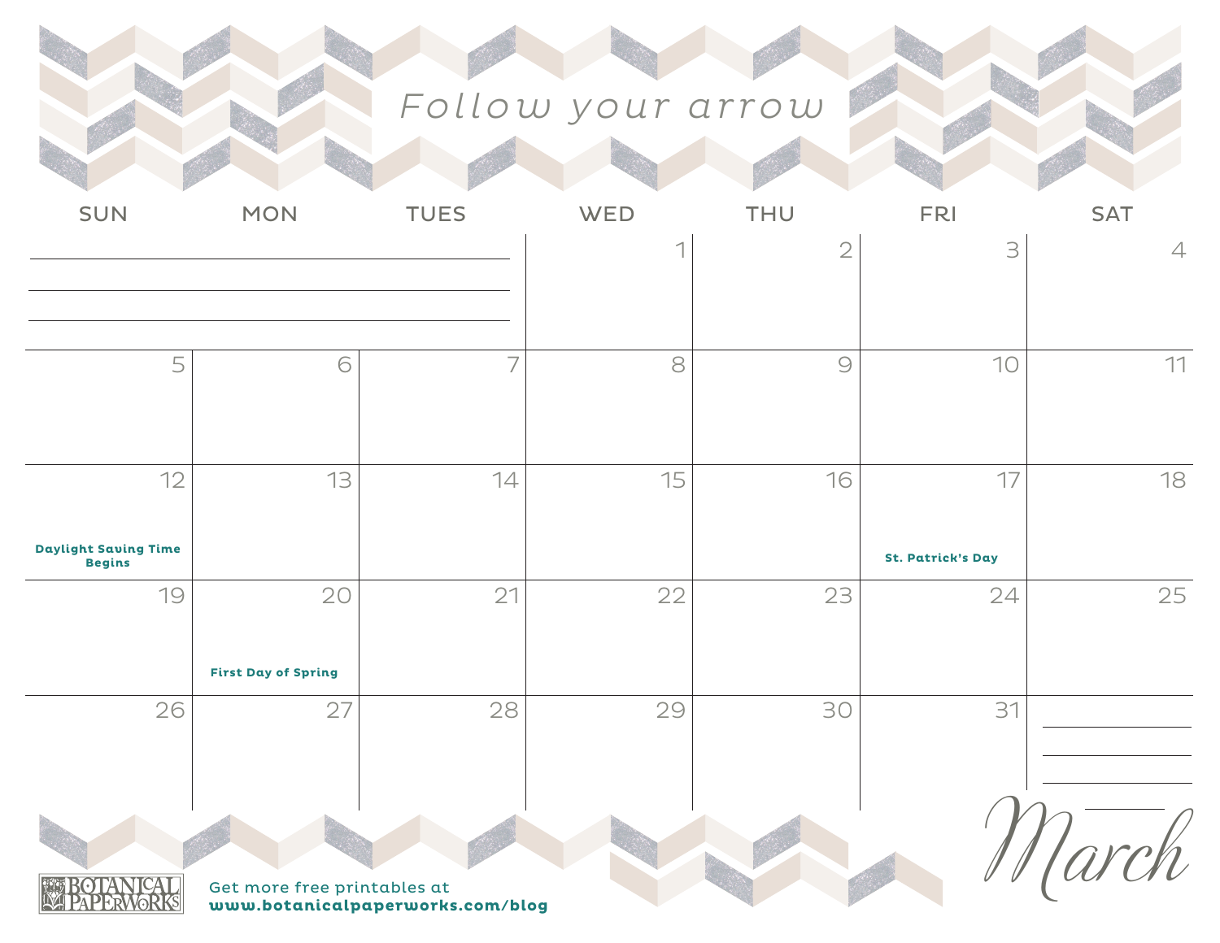# Follow your arrow

# March

| SUN | MON | TUES | WED | THU | FRI | SAT |
|---|---|---|---|---|---|---|
| | | | 1 | 2 | 3 | 4 |
| 5 | 6 | 7 | 8 | 9 | 10 | 11 |
| 12 **Daylight Saving Time Begins** | 13 | 14 | 15 | 16 | 17 **St. Patrick's Day** | 18 |
| 19 | 20 **First Day of Spring** | 21 | 22 | 23 | 24 | 25 |
| 26 | 27 | 28 | 29 | 30 | 31 | |

BOTANICAL PAPERWORKS

Get more free printables at
**www.botanicalpaperworks.com/blog**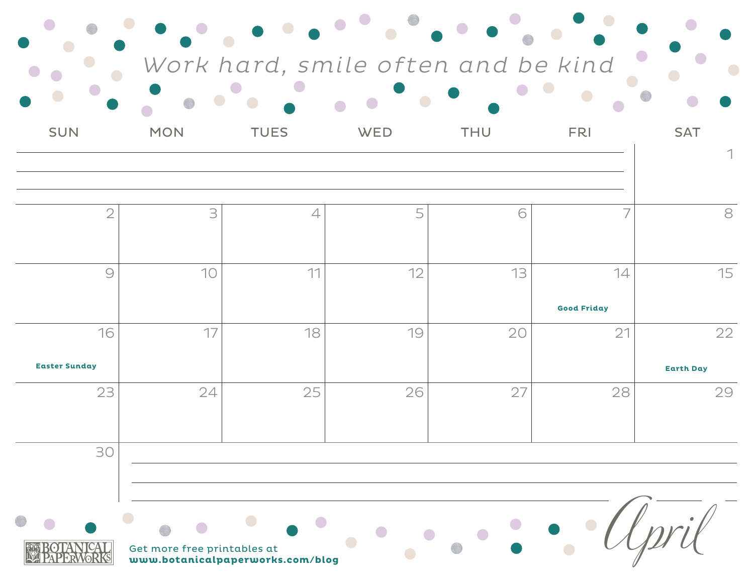*Work hard, smile often and be kind*

| SUN | MON | TUES | WED | THU | FRI | SAT |
|---|---|---|---|---|---|---|
| | | | | | | 1 |
| 2 | 3 | 4 | 5 | 6 | 7 | 8 |
| 9 | 10 | 11 | 12 | 13 | 14<br>**Good Friday** | 15 |
| 16<br>**Easter Sunday** | 17 | 18 | 19 | 20 | 21 | 22<br>**Earth Day** |
| 23 | 24 | 25 | 26 | 27 | 28 | 29 |
| 30 | | | | | | |

# April

BOTANICAL PAPERWORKS

Get more free printables at
**www.botanicalpaperworks.com/blog**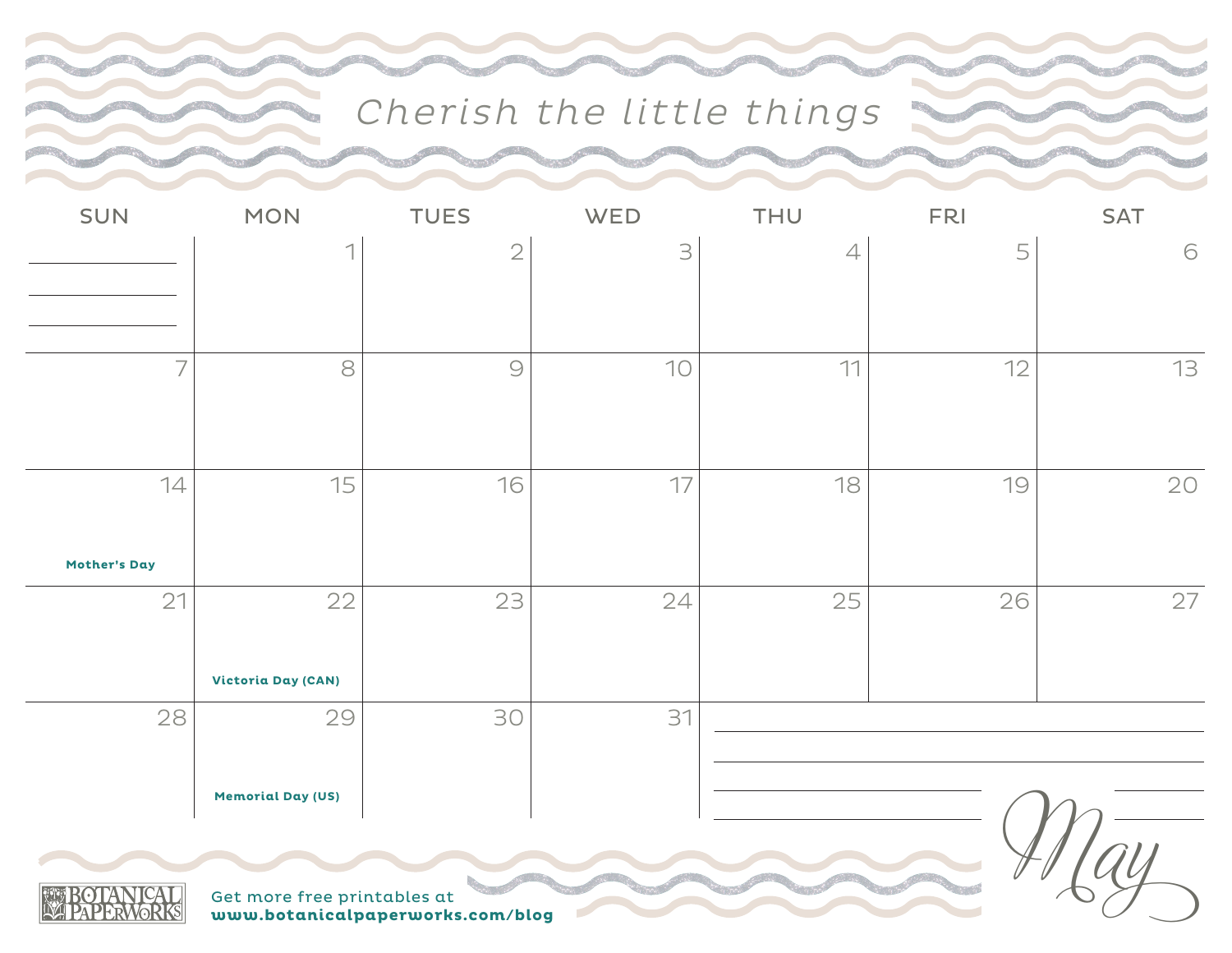# Cherish the little things

## May

| SUN | MON | TUES | WED | THU | FRI | SAT |
|---|---|---|---|---|---|---|
| | 1 | 2 | 3 | 4 | 5 | 6 |
| 7 | 8 | 9 | 10 | 11 | 12 | 13 |
| 14<br>**Mother's Day** | 15 | 16 | 17 | 18 | 19 | 20 |
| 21 | 22<br>**Victoria Day (CAN)** | 23 | 24 | 25 | 26 | 27 |
| 28 | 29<br>**Memorial Day (US)** | 30 | 31 | | | |

BOTANICAL PAPERWORKS

Get more free printables at
**www.botanicalpaperworks.com/blog**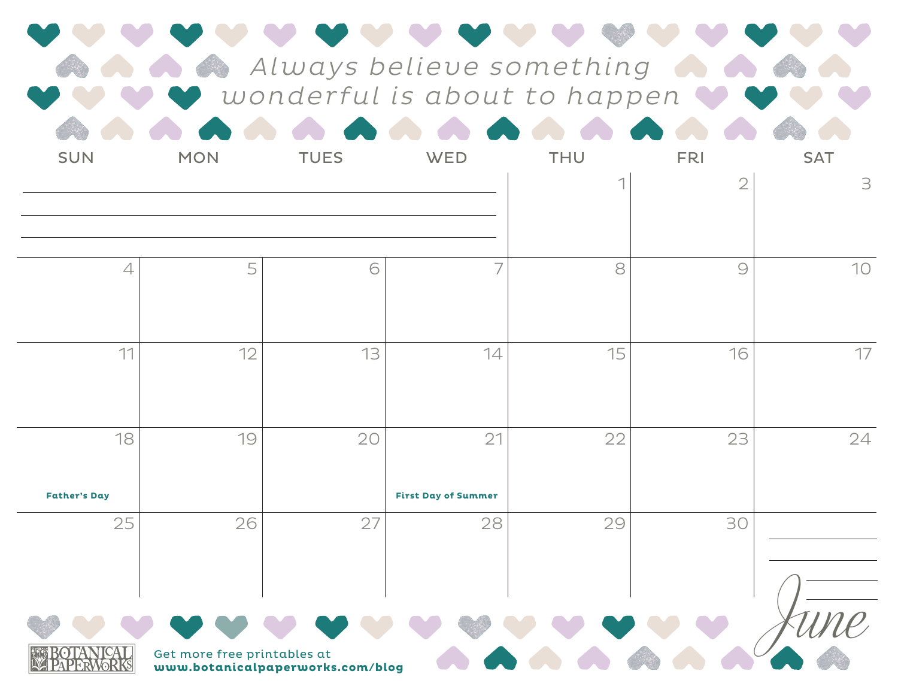*Always believe something wonderful is about to happen*

# June

| SUN | MON | TUES | WED | THU | FRI | SAT |
|---|---|---|---|---|---|---|
| | | | | 1 | 2 | 3 |
| 4 | 5 | 6 | 7 | 8 | 9 | 10 |
| 11 | 12 | 13 | 14 | 15 | 16 | 17 |
| 18<br>**Father's Day** | 19 | 20 | 21<br>**First Day of Summer** | 22 | 23 | 24 |
| 25 | 26 | 27 | 28 | 29 | 30 | |

BOTANICAL PAPERWORKS

Get more free printables at
**www.botanicalpaperworks.com/blog**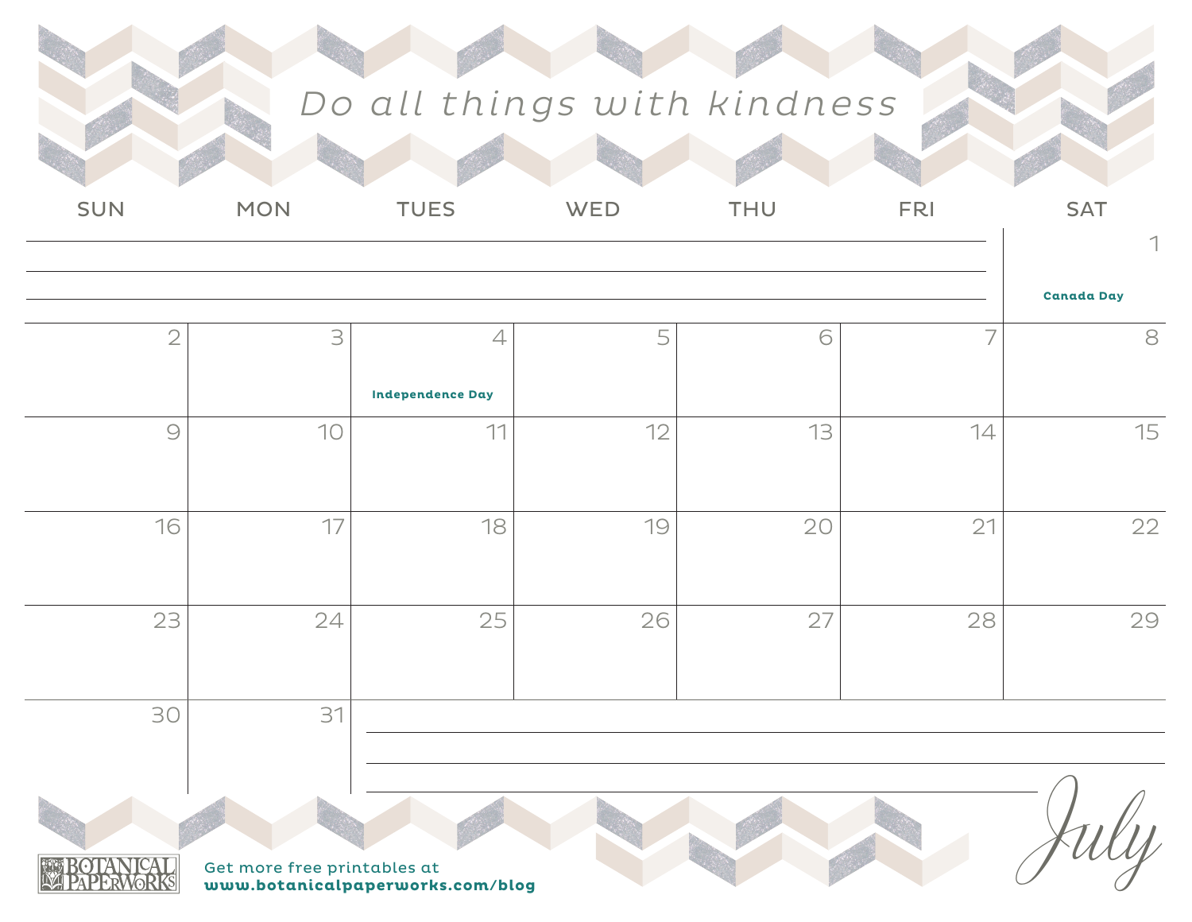*Do all things with kindness*

| SUN | MON | TUES | WED | THU | FRI | SAT |
|---|---|---|---|---|---|---|
| | | | | | | 1 Canada Day |
| 2 | 3 | 4 Independence Day | 5 | 6 | 7 | 8 |
| 9 | 10 | 11 | 12 | 13 | 14 | 15 |
| 16 | 17 | 18 | 19 | 20 | 21 | 22 |
| 23 | 24 | 25 | 26 | 27 | 28 | 29 |
| 30 | 31 | | | | | |

# July

BOTANICAL PAPERWORKS

Get more free printables at
**www.botanicalpaperworks.com/blog**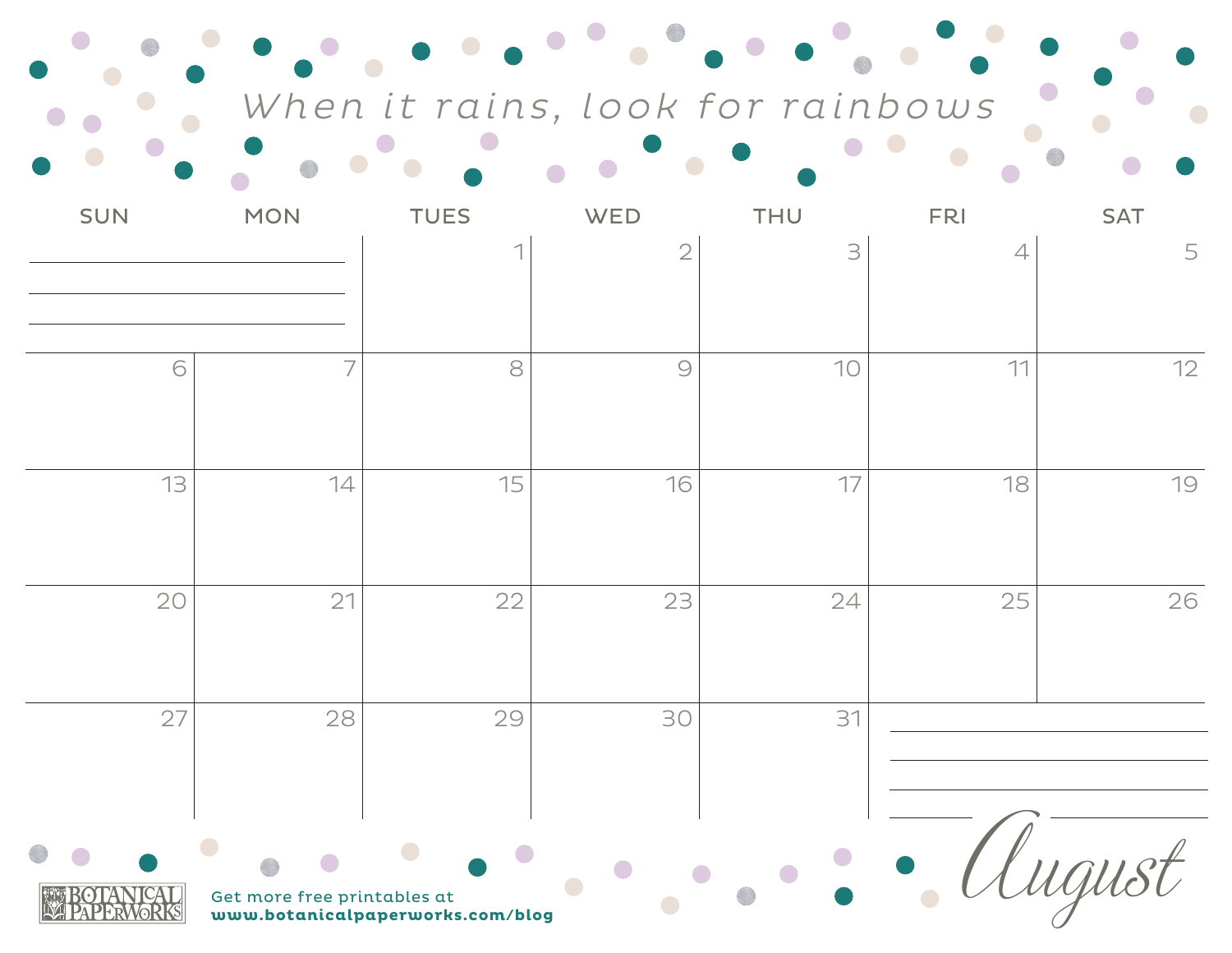*When it rains, look for rainbows*

| SUN | MON | TUES | WED | THU | FRI | SAT |
| --- | --- | --- | --- | --- | --- | --- |
| | | 1 | 2 | 3 | 4 | 5 |
| 6 | 7 | 8 | 9 | 10 | 11 | 12 |
| 13 | 14 | 15 | 16 | 17 | 18 | 19 |
| 20 | 21 | 22 | 23 | 24 | 25 | 26 |
| 27 | 28 | 29 | 30 | 31 | | |

# August

BOTANICAL PAPERWORKS

Get more free printables at
**www.botanicalpaperworks.com/blog**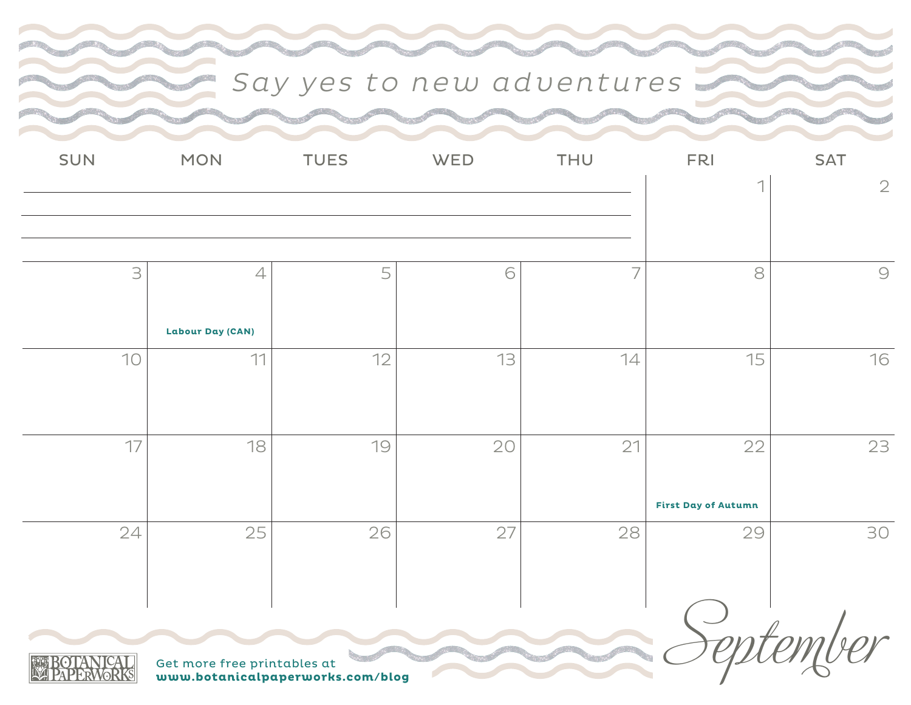# September

*Say yes to new adventures*

| SUN | MON | TUES | WED | THU | FRI | SAT |
|---|---|---|---|---|---|---|
| | | | | | 1 | 2 |
| 3 | 4 Labour Day (CAN) | 5 | 6 | 7 | 8 | 9 |
| 10 | 11 | 12 | 13 | 14 | 15 | 16 |
| 17 | 18 | 19 | 20 | 21 | 22 First Day of Autumn | 23 |
| 24 | 25 | 26 | 27 | 28 | 29 | 30 |

BOTANICAL PAPERWORKS

Get more free printables at
**www.botanicalpaperworks.com/blog**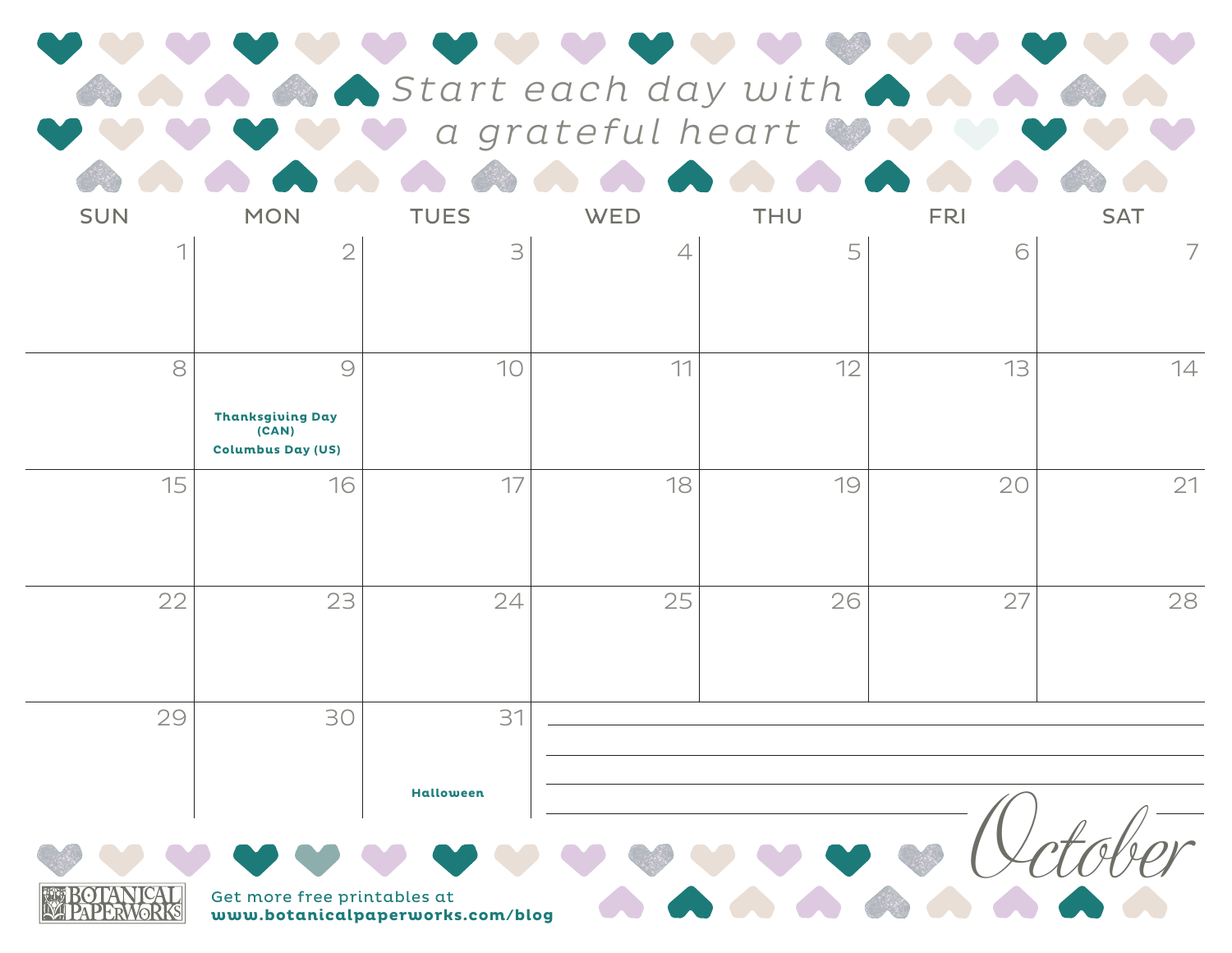*Start each day with a grateful heart*

# October

| SUN | MON | TUES | WED | THU | FRI | SAT |
|---|---|---|---|---|---|---|
| 1 | 2 | 3 | 4 | 5 | 6 | 7 |
| 8 | 9 **Thanksgiving Day (CAN)** **Columbus Day (US)** | 10 | 11 | 12 | 13 | 14 |
| 15 | 16 | 17 | 18 | 19 | 20 | 21 |
| 22 | 23 | 24 | 25 | 26 | 27 | 28 |
| 29 | 30 | 31 **Halloween** | | | | |

BOTANICAL PAPERWORKS

Get more free printables at
**www.botanicalpaperworks.com/blog**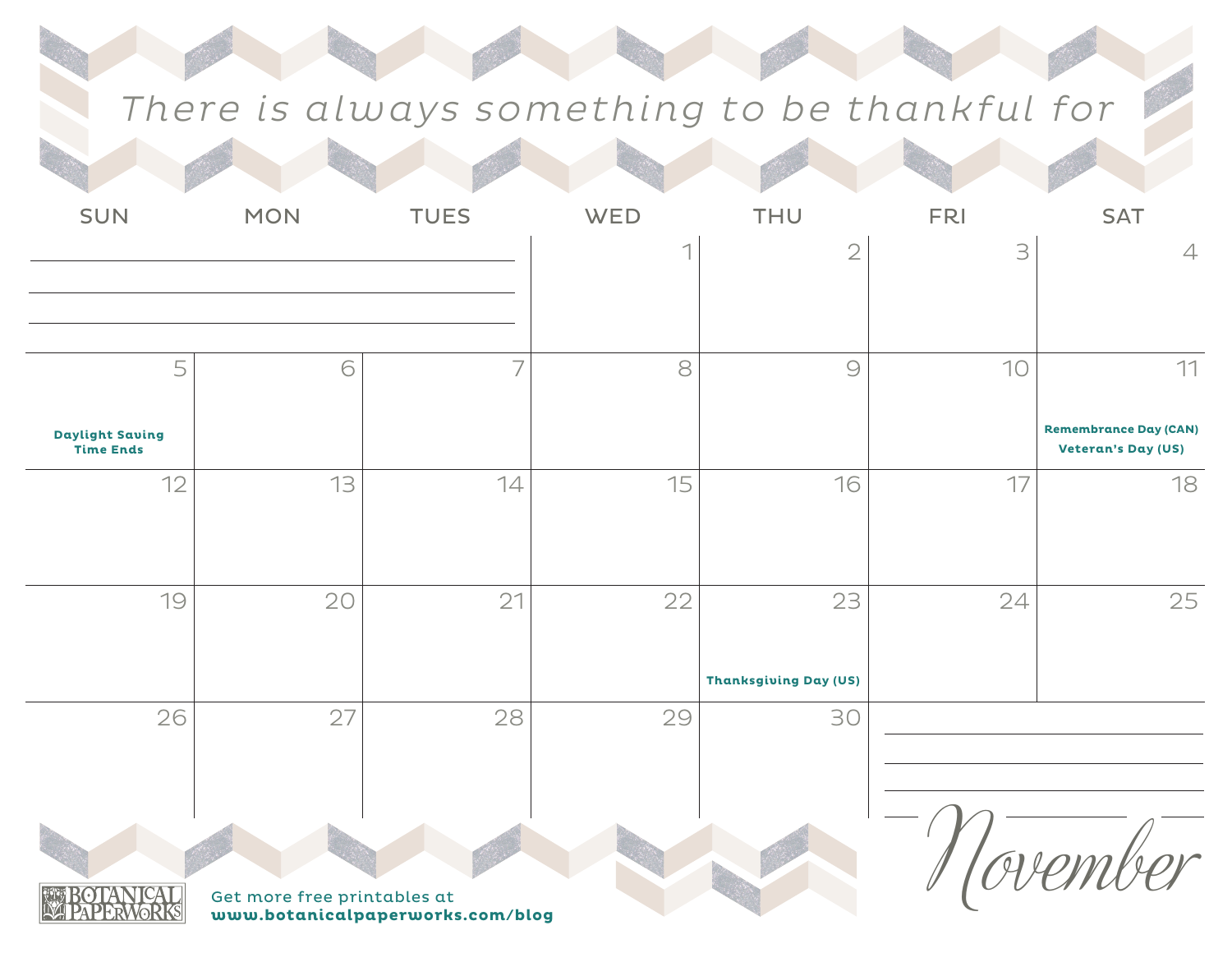# There is always something to be thankful for

| SUN | MON | TUES | WED | THU | FRI | SAT |
|---|---|---|---|---|---|---|
| | | | 1 | 2 | 3 | 4 |
| 5 **Daylight Saving Time Ends** | 6 | 7 | 8 | 9 | 10 | 11 **Remembrance Day (CAN)** **Veteran's Day (US)** |
| 12 | 13 | 14 | 15 | 16 | 17 | 18 |
| 19 | 20 | 21 | 22 | 23 **Thanksgiving Day (US)** | 24 | 25 |
| 26 | 27 | 28 | 29 | 30 | | |

## November

BOTANICAL PAPERWORKS

Get more free printables at
**www.botanicalpaperworks.com/blog**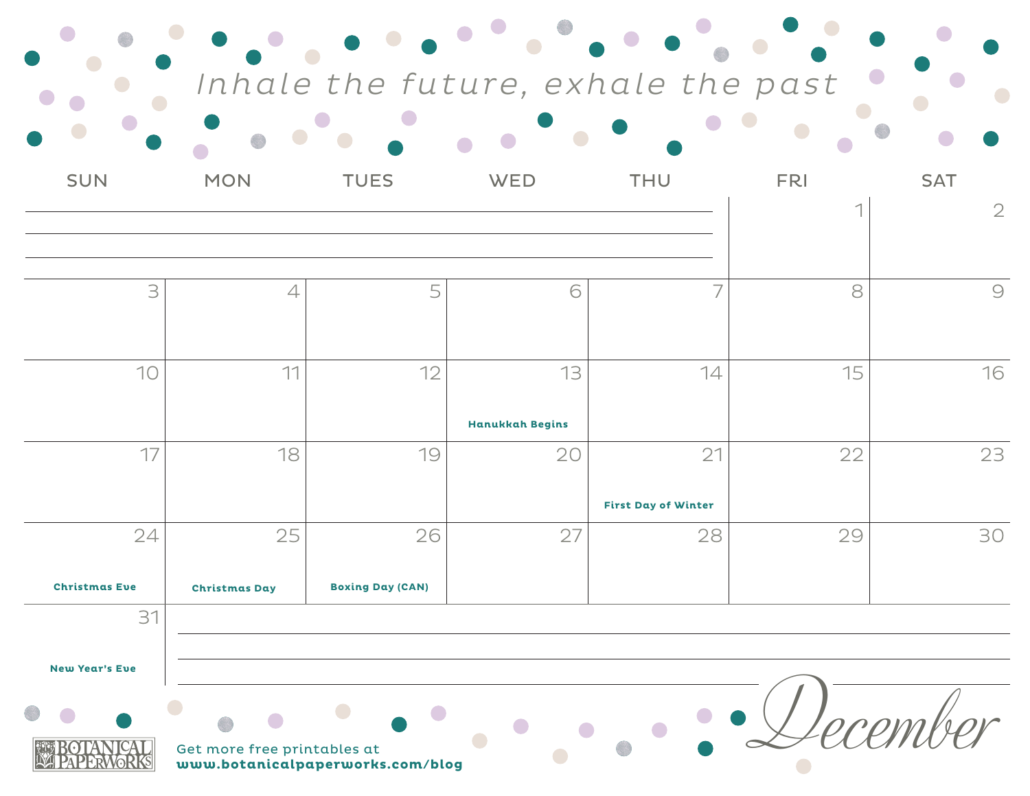*Inhale the future, exhale the past*

| SUN | MON | TUES | WED | THU | FRI | SAT |
|---|---|---|---|---|---|---|
| | | | | | 1 | 2 |
| 3 | 4 | 5 | 6 | 7 | 8 | 9 |
| 10 | 11 | 12 | 13 Hanukkah Begins | 14 | 15 | 16 |
| 17 | 18 | 19 | 20 | 21 First Day of Winter | 22 | 23 |
| 24 Christmas Eve | 25 Christmas Day | 26 Boxing Day (CAN) | 27 | 28 | 29 | 30 |
| 31 New Year's Eve | | | | | | |

# December

BOTANICAL PAPERWORKS

Get more free printables at
**www.botanicalpaperworks.com/blog**